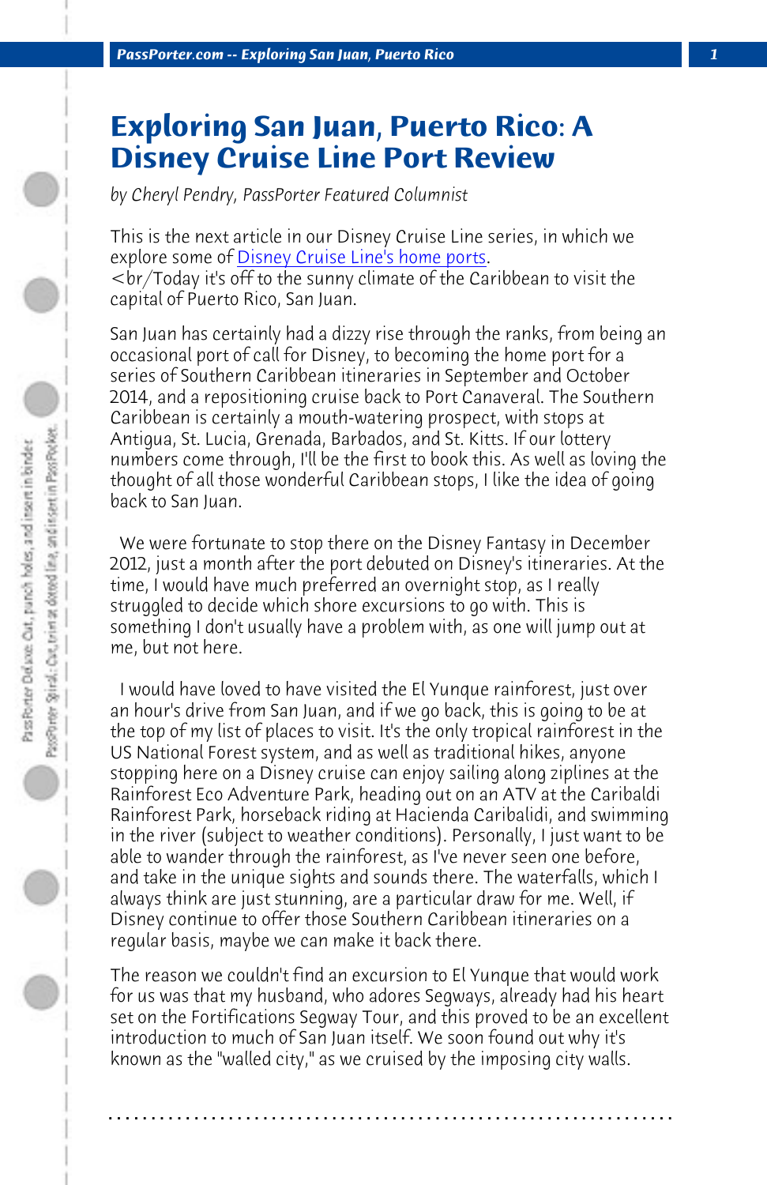# Exploring San Juan, Puerto Rico: A Disney Cruise Line Port Review

*by Cheryl Pendry, PassPorter Featured Columnist*

This is the next article in our Disney Cruise Line series, in which we explore some of Disney Cruise Line's home ports.
<br/Today it's off to the sunny climate of the Caribbean to visit the capital of Puerto Rico, San Juan.

San Juan has certainly had a dizzy rise through the ranks, from being an occasional port of call for Disney, to becoming the home port for a series of Southern Caribbean itineraries in September and October 2014, and a repositioning cruise back to Port Canaveral. The Southern Caribbean is certainly a mouth-watering prospect, with stops at Antigua, St. Lucia, Grenada, Barbados, and St. Kitts. If our lottery numbers come through, I'll be the first to book this. As well as loving the thought of all those wonderful Caribbean stops, I like the idea of going back to San Juan.

We were fortunate to stop there on the Disney Fantasy in December 2012, just a month after the port debuted on Disney's itineraries. At the time, I would have much preferred an overnight stop, as I really struggled to decide which shore excursions to go with. This is something I don't usually have a problem with, as one will jump out at me, but not here.

I would have loved to have visited the El Yunque rainforest, just over an hour's drive from San Juan, and if we go back, this is going to be at the top of my list of places to visit. It's the only tropical rainforest in the US National Forest system, and as well as traditional hikes, anyone stopping here on a Disney cruise can enjoy sailing along ziplines at the Rainforest Eco Adventure Park, heading out on an ATV at the Caribaldi Rainforest Park, horseback riding at Hacienda Caribalidi, and swimming in the river (subject to weather conditions). Personally, I just want to be able to wander through the rainforest, as I've never seen one before, and take in the unique sights and sounds there. The waterfalls, which I always think are just stunning, are a particular draw for me. Well, if Disney continue to offer those Southern Caribbean itineraries on a regular basis, maybe we can make it back there.

The reason we couldn't find an excursion to El Yunque that would work for us was that my husband, who adores Segways, already had his heart set on the Fortifications Segway Tour, and this proved to be an excellent introduction to much of San Juan itself. We soon found out why it's known as the "walled city," as we cruised by the imposing city walls.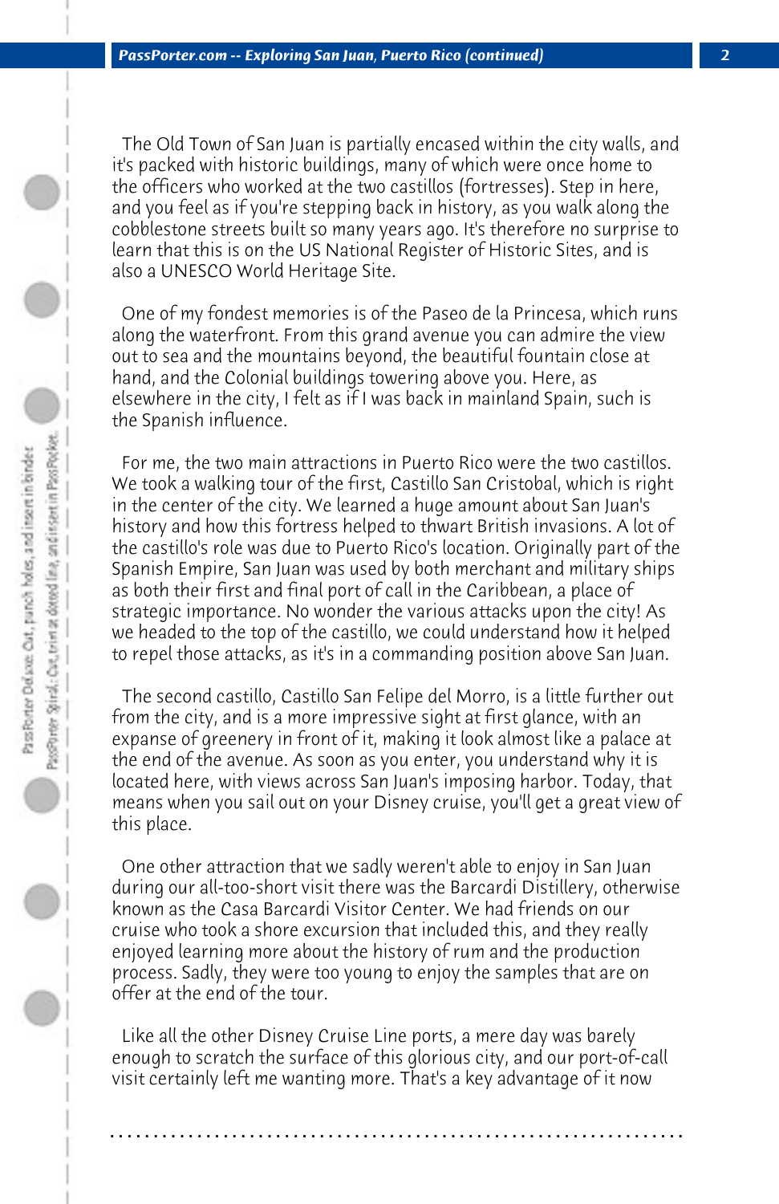The Old Town of San Juan is partially encased within the city walls, and it's packed with historic buildings, many of which were once home to the officers who worked at the two castillos (fortresses). Step in here, and you feel as if you're stepping back in history, as you walk along the cobblestone streets built so many years ago. It's therefore no surprise to learn that this is on the US National Register of Historic Sites, and is also a UNESCO World Heritage Site.

One of my fondest memories is of the Paseo de la Princesa, which runs along the waterfront. From this grand avenue you can admire the view out to sea and the mountains beyond, the beautiful fountain close at hand, and the Colonial buildings towering above you. Here, as elsewhere in the city, I felt as if I was back in mainland Spain, such is the Spanish influence.

For me, the two main attractions in Puerto Rico were the two castillos. We took a walking tour of the first, Castillo San Cristobal, which is right in the center of the city. We learned a huge amount about San Juan's history and how this fortress helped to thwart British invasions. A lot of the castillo's role was due to Puerto Rico's location. Originally part of the Spanish Empire, San Juan was used by both merchant and military ships as both their first and final port of call in the Caribbean, a place of strategic importance. No wonder the various attacks upon the city! As we headed to the top of the castillo, we could understand how it helped to repel those attacks, as it's in a commanding position above San Juan.

The second castillo, Castillo San Felipe del Morro, is a little further out from the city, and is a more impressive sight at first glance, with an expanse of greenery in front of it, making it look almost like a palace at the end of the avenue. As soon as you enter, you understand why it is located here, with views across San Juan's imposing harbor. Today, that means when you sail out on your Disney cruise, you'll get a great view of this place.

One other attraction that we sadly weren't able to enjoy in San Juan during our all-too-short visit there was the Barcardi Distillery, otherwise known as the Casa Barcardi Visitor Center. We had friends on our cruise who took a shore excursion that included this, and they really enjoyed learning more about the history of rum and the production process. Sadly, they were too young to enjoy the samples that are on offer at the end of the tour.

Like all the other Disney Cruise Line ports, a mere day was barely enough to scratch the surface of this glorious city, and our port-of-call visit certainly left me wanting more. That's a key advantage of it now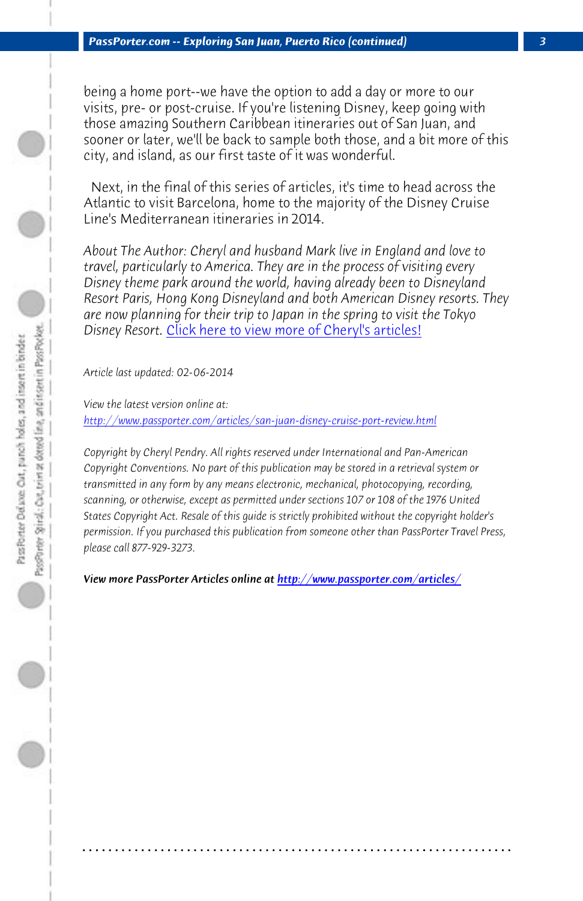being a home port--we have the option to add a day or more to our visits, pre- or post-cruise. If you're listening Disney, keep going with those amazing Southern Caribbean itineraries out of San Juan, and sooner or later, we'll be back to sample both those, and a bit more of this city, and island, as our first taste of it was wonderful.

Next, in the final of this series of articles, it's time to head across the Atlantic to visit Barcelona, home to the majority of the Disney Cruise Line's Mediterranean itineraries in 2014.

*About The Author: Cheryl and husband Mark live in England and love to travel, particularly to America. They are in the process of visiting every Disney theme park around the world, having already been to Disneyland Resort Paris, Hong Kong Disneyland and both American Disney resorts. They are now planning for their trip to Japan in the spring to visit the Tokyo Disney Resort.* [Click here to view more of Cheryl's articles!]

*Article last updated: 02-06-2014*

*View the latest version online at:*
*http://www.passporter.com/articles/san-juan-disney-cruise-port-review.html*

*Copyright by Cheryl Pendry. All rights reserved under International and Pan-American Copyright Conventions. No part of this publication may be stored in a retrieval system or transmitted in any form by any means electronic, mechanical, photocopying, recording, scanning, or otherwise, except as permitted under sections 107 or 108 of the 1976 United States Copyright Act. Resale of this guide is strictly prohibited without the copyright holder's permission. If you purchased this publication from someone other than PassPorter Travel Press, please call 877-929-3273.*

***View more PassPorter Articles online at http://www.passporter.com/articles/***